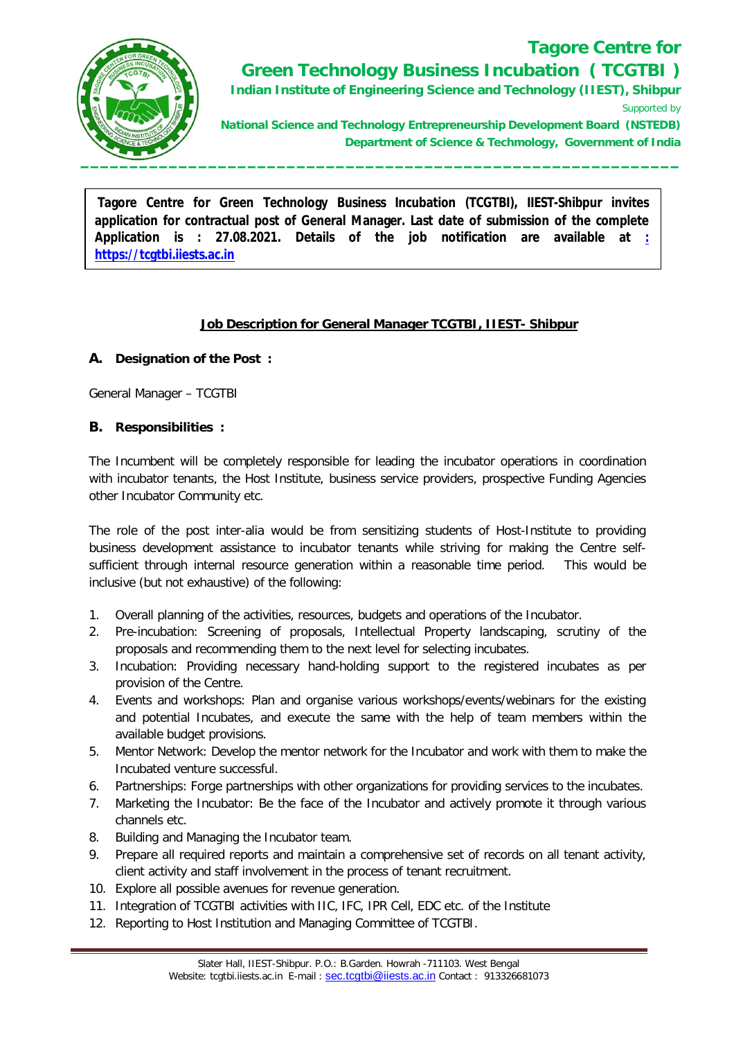# Tagore Centre for Green Technology Business Incubation ( TCGTBI )

**Indian Institute of Engineering Science and Technology (IIEST), Shibpur**

Supported by

**National Science and Technology Entrepreneurship Development Board (NSTEDB)**
**Department of Science & Techmology, Government of India**

---

**Tagore Centre for Green Technology Business Incubation (TCGTBI), IIEST-Shibpur invites application for contractual post of General Manager. Last date of submission of the complete Application is : 27.08.2021. Details of the job notification are available at : https://tcgtbi.iiests.ac.in**

## Job Description for General Manager TCGTBI, IIEST- Shibpur

### A. Designation of the Post :

General Manager – TCGTBI

### B. Responsibilities :

The Incumbent will be completely responsible for leading the incubator operations in coordination with incubator tenants, the Host Institute, business service providers, prospective Funding Agencies other Incubator Community etc.

The role of the post inter-alia would be from sensitizing students of Host-Institute to providing business development assistance to incubator tenants while striving for making the Centre self-sufficient through internal resource generation within a reasonable time period. This would be inclusive (but not exhaustive) of the following:

1. Overall planning of the activities, resources, budgets and operations of the Incubator.
2. Pre-incubation: Screening of proposals, Intellectual Property landscaping, scrutiny of the proposals and recommending them to the next level for selecting incubates.
3. Incubation: Providing necessary hand-holding support to the registered incubates as per provision of the Centre.
4. Events and workshops: Plan and organise various workshops/events/webinars for the existing and potential Incubates, and execute the same with the help of team members within the available budget provisions.
5. Mentor Network: Develop the mentor network for the Incubator and work with them to make the Incubated venture successful.
6. Partnerships: Forge partnerships with other organizations for providing services to the incubates.
7. Marketing the Incubator: Be the face of the Incubator and actively promote it through various channels etc.
8. Building and Managing the Incubator team.
9. Prepare all required reports and maintain a comprehensive set of records on all tenant activity, client activity and staff involvement in the process of tenant recruitment.
10. Explore all possible avenues for revenue generation.
11. Integration of TCGTBI activities with IIC, IFC, IPR Cell, EDC etc. of the Institute
12. Reporting to Host Institution and Managing Committee of TCGTBI.

Slater Hall, IIEST-Shibpur. P.O.: B.Garden. Howrah -711103. West Bengal
Website: tcgtbi.iiests.ac.in E-mail : sec.tcgtbi@iiests.ac.in Contact : 913326681073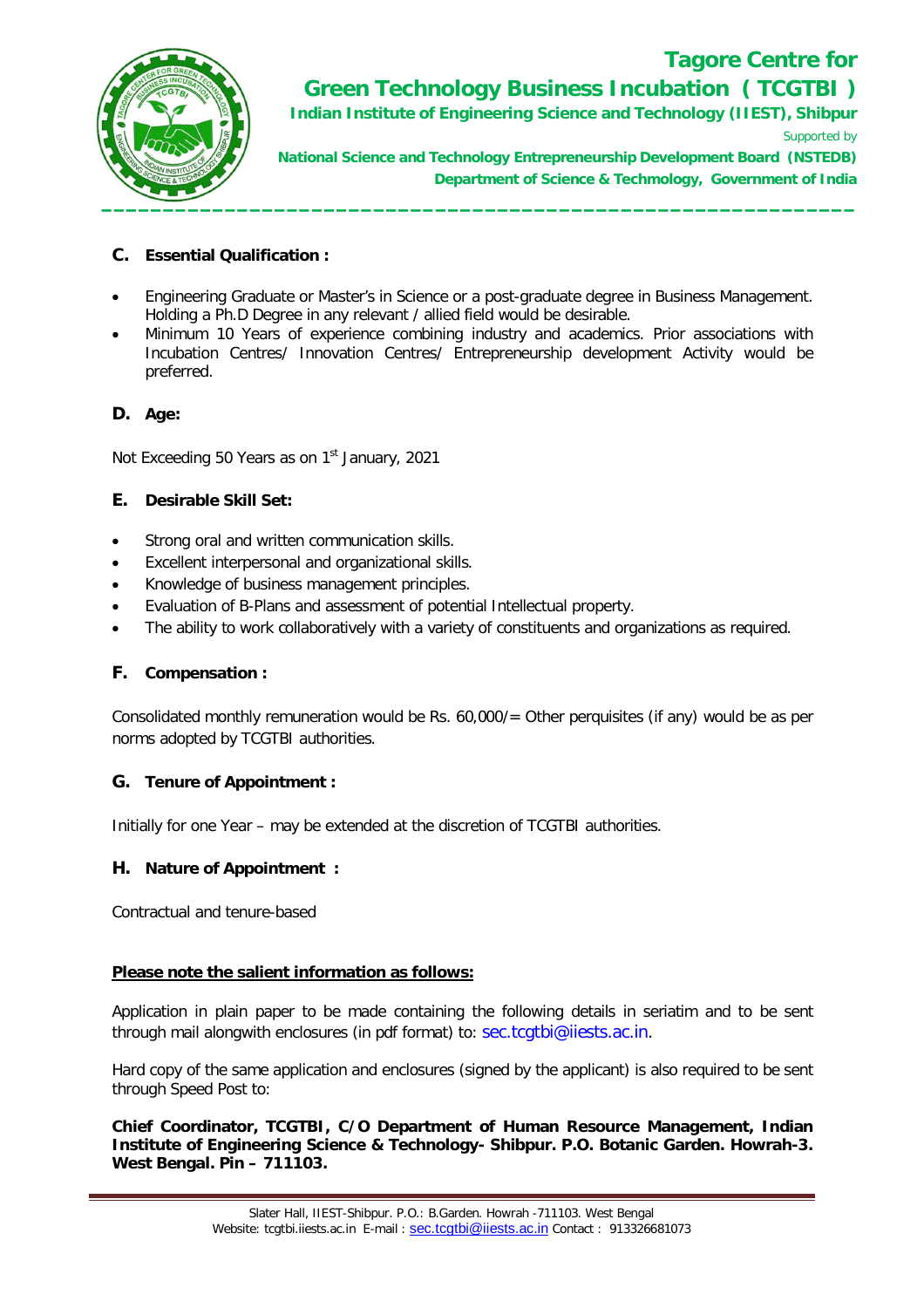## C. Essential Qualification :

- Engineering Graduate or Master's in Science or a post-graduate degree in Business Management. Holding a Ph.D Degree in any relevant / allied field would be desirable.
- Minimum 10 Years of experience combining industry and academics. Prior associations with Incubation Centres/ Innovation Centres/ Entrepreneurship development Activity would be preferred.

## D. Age:

Not Exceeding 50 Years as on 1st January, 2021

## E. Desirable Skill Set:

- Strong oral and written communication skills.
- Excellent interpersonal and organizational skills.
- Knowledge of business management principles.
- Evaluation of B-Plans and assessment of potential Intellectual property.
- The ability to work collaboratively with a variety of constituents and organizations as required.

## F. Compensation :

Consolidated monthly remuneration would be Rs. 60,000/= Other perquisites (if any) would be as per norms adopted by TCGTBI authorities.

## G. Tenure of Appointment :

Initially for one Year – may be extended at the discretion of TCGTBI authorities.

## H. Nature of Appointment :

Contractual and tenure-based

**<u>Please note the salient information as follows:</u>**

Application in plain paper to be made containing the following details in seriatim and to be sent through mail alongwith enclosures (in pdf format) to: sec.tcgtbi@iiests.ac.in.

Hard copy of the same application and enclosures (signed by the applicant) is also required to be sent through Speed Post to:

**Chief Coordinator, TCGTBI, C/O Department of Human Resource Management, Indian Institute of Engineering Science & Technology- Shibpur. P.O. Botanic Garden. Howrah-3. West Bengal. Pin – 711103.**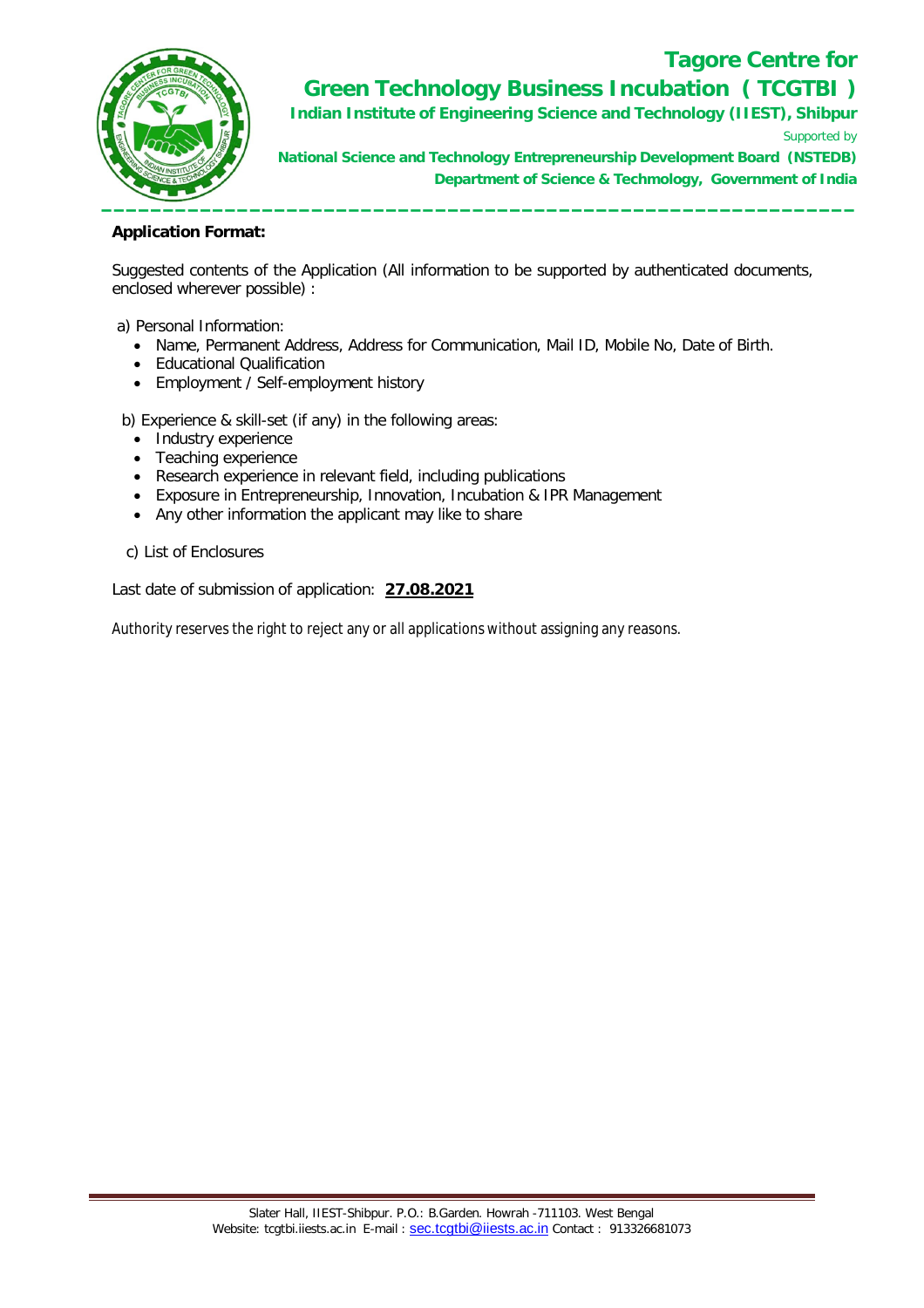**Application Format:**

Suggested contents of the Application (All information to be supported by authenticated documents, enclosed wherever possible) :

a) Personal Information:

- Name, Permanent Address, Address for Communication, Mail ID, Mobile No, Date of Birth.
- Educational Qualification
- Employment / Self-employment history

b) Experience & skill-set (if any) in the following areas:

- Industry experience
- Teaching experience
- Research experience in relevant field, including publications
- Exposure in Entrepreneurship, Innovation, Incubation & IPR Management
- Any other information the applicant may like to share

c) List of Enclosures

Last date of submission of application: **27.08.2021**

*Authority reserves the right to reject any or all applications without assigning any reasons.*